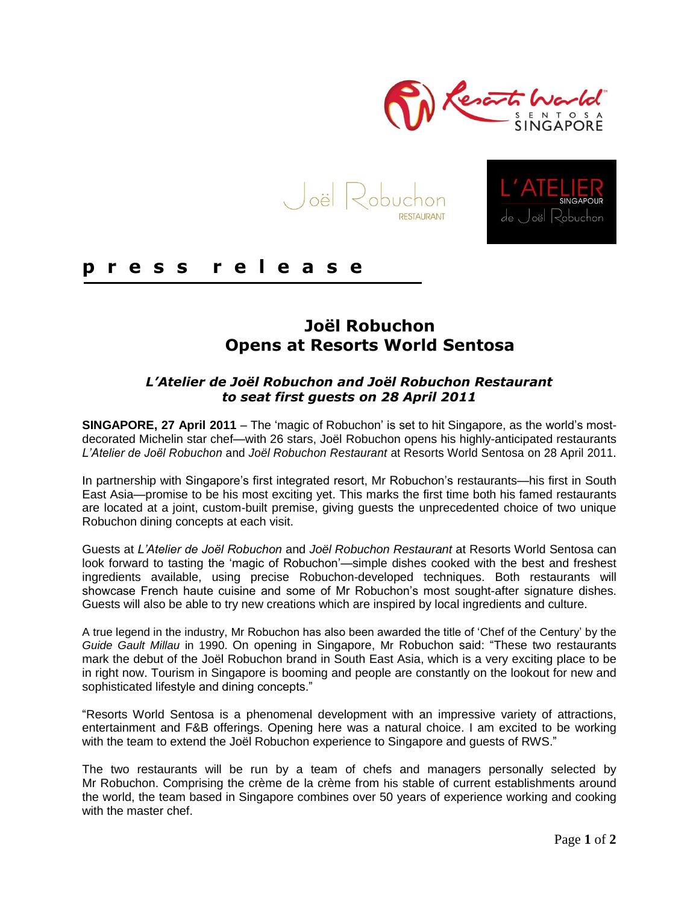**press release**

# Joël Robuchon Opens at Resorts World Sentosa

## *L'Atelier de Joël Robuchon and Joël Robuchon Restaurant to seat first guests on 28 April 2011*

**SINGAPORE, 27 April 2011** – The 'magic of Robuchon' is set to hit Singapore, as the world's most-decorated Michelin star chef—with 26 stars, Joël Robuchon opens his highly-anticipated restaurants *L'Atelier de Joël Robuchon* and *Joël Robuchon Restaurant* at Resorts World Sentosa on 28 April 2011.

In partnership with Singapore's first integrated resort, Mr Robuchon's restaurants—his first in South East Asia—promise to be his most exciting yet. This marks the first time both his famed restaurants are located at a joint, custom-built premise, giving guests the unprecedented choice of two unique Robuchon dining concepts at each visit.

Guests at *L'Atelier de Joël Robuchon* and *Joël Robuchon Restaurant* at Resorts World Sentosa can look forward to tasting the 'magic of Robuchon'—simple dishes cooked with the best and freshest ingredients available, using precise Robuchon-developed techniques. Both restaurants will showcase French haute cuisine and some of Mr Robuchon's most sought-after signature dishes. Guests will also be able to try new creations which are inspired by local ingredients and culture.

A true legend in the industry, Mr Robuchon has also been awarded the title of 'Chef of the Century' by the *Guide Gault Millau* in 1990. On opening in Singapore, Mr Robuchon said: "These two restaurants mark the debut of the Joël Robuchon brand in South East Asia, which is a very exciting place to be in right now. Tourism in Singapore is booming and people are constantly on the lookout for new and sophisticated lifestyle and dining concepts."

"Resorts World Sentosa is a phenomenal development with an impressive variety of attractions, entertainment and F&B offerings. Opening here was a natural choice. I am excited to be working with the team to extend the Joël Robuchon experience to Singapore and guests of RWS."

The two restaurants will be run by a team of chefs and managers personally selected by Mr Robuchon. Comprising the crème de la crème from his stable of current establishments around the world, the team based in Singapore combines over 50 years of experience working and cooking with the master chef.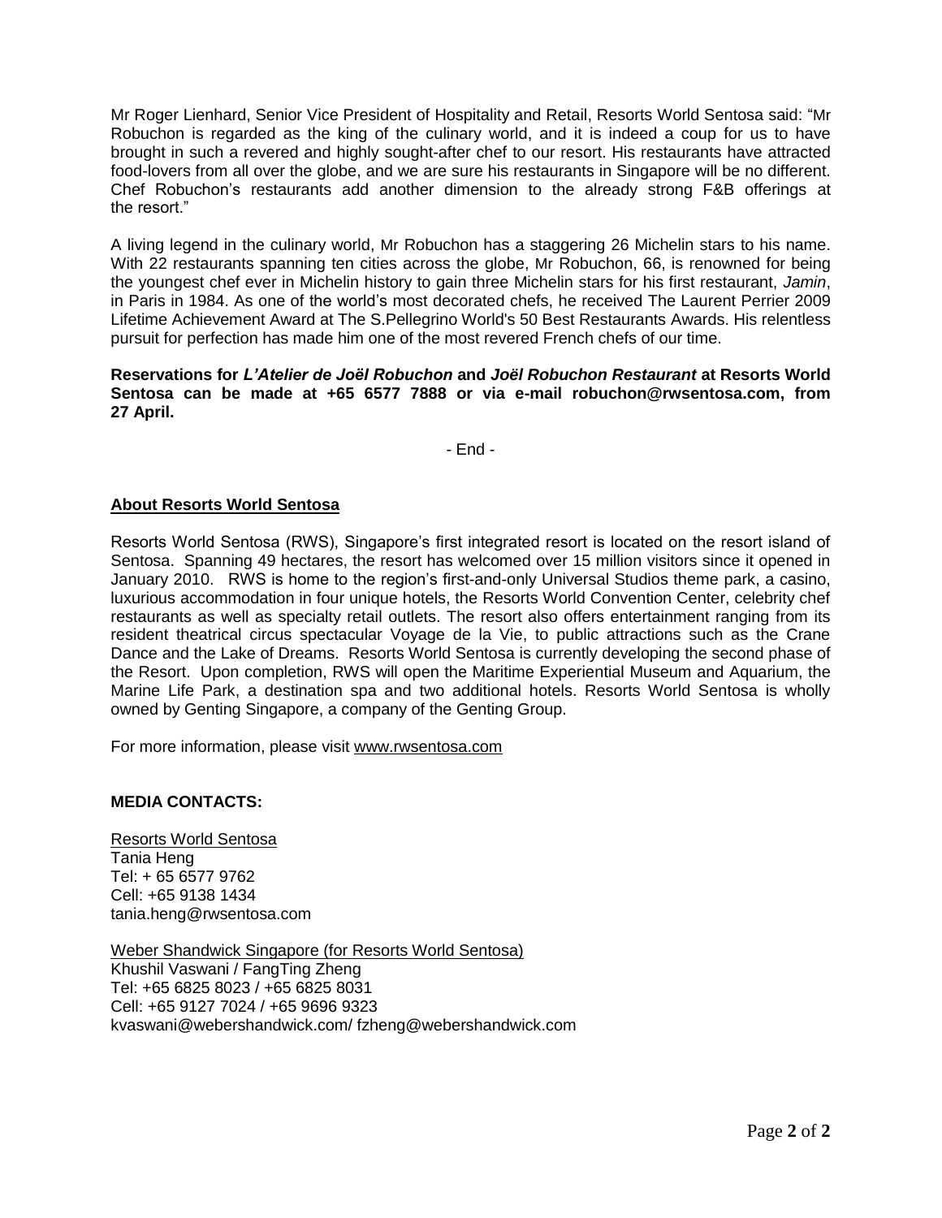Mr Roger Lienhard, Senior Vice President of Hospitality and Retail, Resorts World Sentosa said: "Mr Robuchon is regarded as the king of the culinary world, and it is indeed a coup for us to have brought in such a revered and highly sought-after chef to our resort. His restaurants have attracted food-lovers from all over the globe, and we are sure his restaurants in Singapore will be no different. Chef Robuchon's restaurants add another dimension to the already strong F&B offerings at the resort."

A living legend in the culinary world, Mr Robuchon has a staggering 26 Michelin stars to his name. With 22 restaurants spanning ten cities across the globe, Mr Robuchon, 66, is renowned for being the youngest chef ever in Michelin history to gain three Michelin stars for his first restaurant, *Jamin*, in Paris in 1984. As one of the world's most decorated chefs, he received The Laurent Perrier 2009 Lifetime Achievement Award at The S.Pellegrino World's 50 Best Restaurants Awards. His relentless pursuit for perfection has made him one of the most revered French chefs of our time.

**Reservations for *L'Atelier de Joël Robuchon* and *Joël Robuchon Restaurant* at Resorts World Sentosa can be made at +65 6577 7888 or via e-mail robuchon@rwsentosa.com, from 27 April.**

- End -

## About Resorts World Sentosa

Resorts World Sentosa (RWS), Singapore's first integrated resort is located on the resort island of Sentosa. Spanning 49 hectares, the resort has welcomed over 15 million visitors since it opened in January 2010. RWS is home to the region's first-and-only Universal Studios theme park, a casino, luxurious accommodation in four unique hotels, the Resorts World Convention Center, celebrity chef restaurants as well as specialty retail outlets. The resort also offers entertainment ranging from its resident theatrical circus spectacular Voyage de la Vie, to public attractions such as the Crane Dance and the Lake of Dreams. Resorts World Sentosa is currently developing the second phase of the Resort. Upon completion, RWS will open the Maritime Experiential Museum and Aquarium, the Marine Life Park, a destination spa and two additional hotels. Resorts World Sentosa is wholly owned by Genting Singapore, a company of the Genting Group.

For more information, please visit www.rwsentosa.com

**MEDIA CONTACTS:**

Resorts World Sentosa
Tania Heng
Tel: + 65 6577 9762
Cell: +65 9138 1434
tania.heng@rwsentosa.com

Weber Shandwick Singapore (for Resorts World Sentosa)
Khushil Vaswani / FangTing Zheng
Tel: +65 6825 8023 / +65 6825 8031
Cell: +65 9127 7024 / +65 9696 9323
kvaswani@webershandwick.com/ fzheng@webershandwick.com